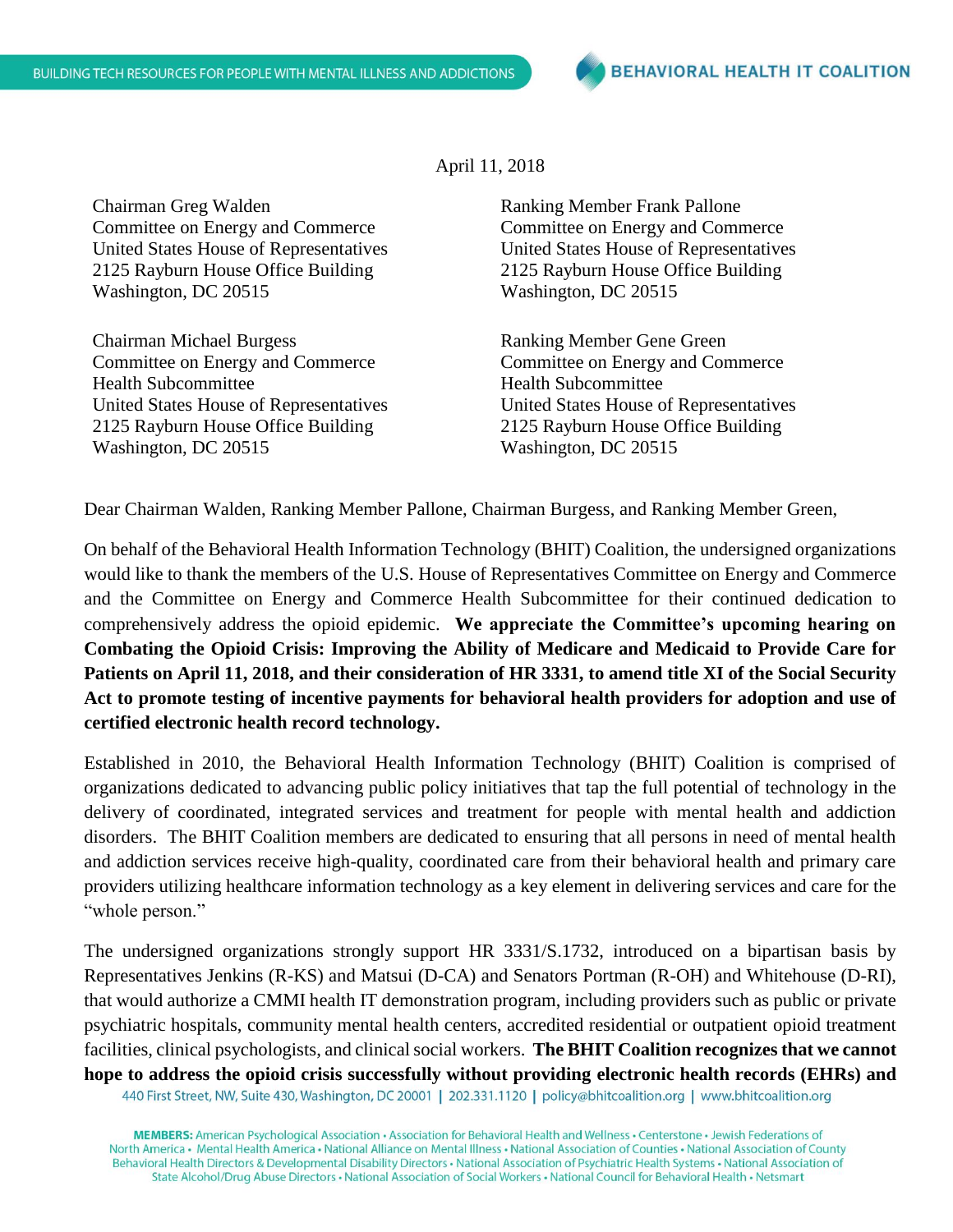April 11, 2018

Chairman Greg Walden
Committee on Energy and Commerce
United States House of Representatives
2125 Rayburn House Office Building
Washington, DC 20515

Ranking Member Frank Pallone
Committee on Energy and Commerce
United States House of Representatives
2125 Rayburn House Office Building
Washington, DC 20515

Chairman Michael Burgess
Committee on Energy and Commerce
Health Subcommittee
United States House of Representatives
2125 Rayburn House Office Building
Washington, DC 20515

Ranking Member Gene Green
Committee on Energy and Commerce
Health Subcommittee
United States House of Representatives
2125 Rayburn House Office Building
Washington, DC 20515

Dear Chairman Walden, Ranking Member Pallone, Chairman Burgess, and Ranking Member Green,

On behalf of the Behavioral Health Information Technology (BHIT) Coalition, the undersigned organizations would like to thank the members of the U.S. House of Representatives Committee on Energy and Commerce and the Committee on Energy and Commerce Health Subcommittee for their continued dedication to comprehensively address the opioid epidemic. **We appreciate the Committee's upcoming hearing on Combating the Opioid Crisis: Improving the Ability of Medicare and Medicaid to Provide Care for Patients on April 11, 2018, and their consideration of HR 3331, to amend title XI of the Social Security Act to promote testing of incentive payments for behavioral health providers for adoption and use of certified electronic health record technology.**

Established in 2010, the Behavioral Health Information Technology (BHIT) Coalition is comprised of organizations dedicated to advancing public policy initiatives that tap the full potential of technology in the delivery of coordinated, integrated services and treatment for people with mental health and addiction disorders. The BHIT Coalition members are dedicated to ensuring that all persons in need of mental health and addiction services receive high-quality, coordinated care from their behavioral health and primary care providers utilizing healthcare information technology as a key element in delivering services and care for the "whole person."

The undersigned organizations strongly support HR 3331/S.1732, introduced on a bipartisan basis by Representatives Jenkins (R-KS) and Matsui (D-CA) and Senators Portman (R-OH) and Whitehouse (D-RI), that would authorize a CMMI health IT demonstration program, including providers such as public or private psychiatric hospitals, community mental health centers, accredited residential or outpatient opioid treatment facilities, clinical psychologists, and clinical social workers. **The BHIT Coalition recognizes that we cannot hope to address the opioid crisis successfully without providing electronic health records (EHRs) and**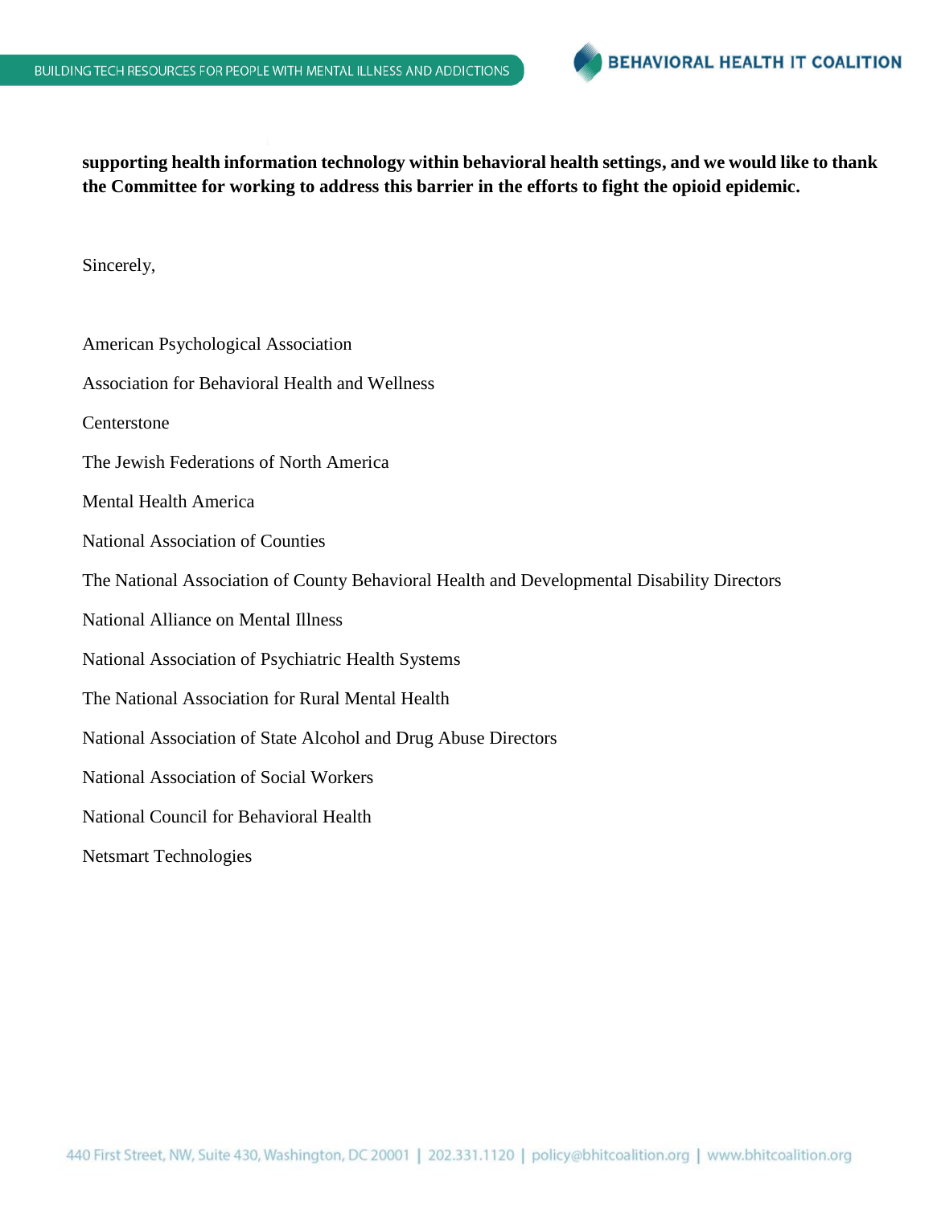**supporting health information technology within behavioral health settings, and we would like to thank the Committee for working to address this barrier in the efforts to fight the opioid epidemic.**

Sincerely,

American Psychological Association

Association for Behavioral Health and Wellness

Centerstone

The Jewish Federations of North America

Mental Health America

National Association of Counties

The National Association of County Behavioral Health and Developmental Disability Directors

National Alliance on Mental Illness

National Association of Psychiatric Health Systems

The National Association for Rural Mental Health

National Association of State Alcohol and Drug Abuse Directors

National Association of Social Workers

National Council for Behavioral Health

Netsmart Technologies